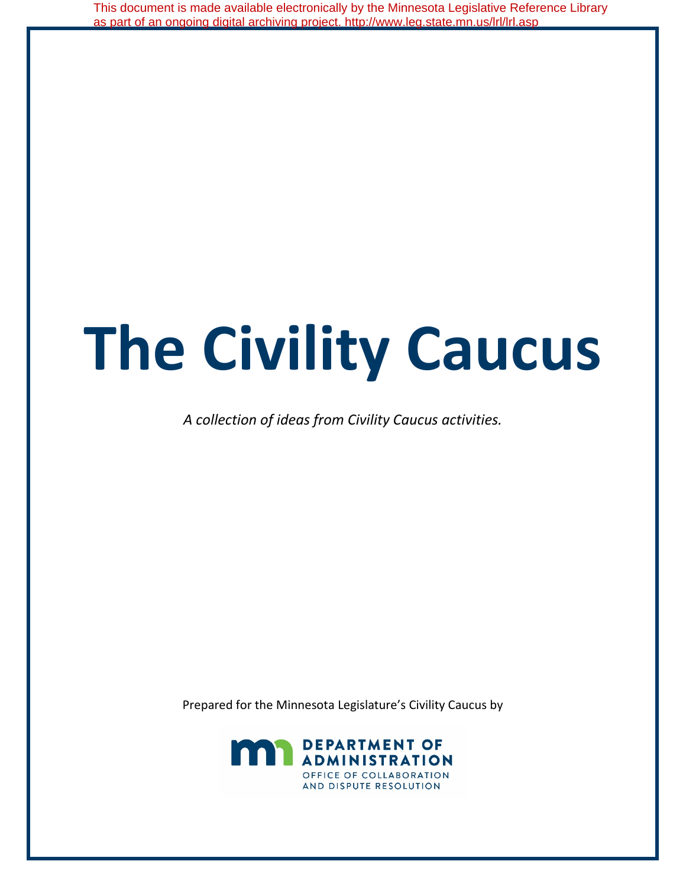This document is made available electronically by the Minnesota Legislative Reference Library as part of an ongoing digital archiving project. http://www.leg.state.mn.us/lrl/lrl.asp

# The Civility Caucus

*A collection of ideas from Civility Caucus activities.*

Prepared for the Minnesota Legislature's Civility Caucus by

DEPARTMENT OF ADMINISTRATION
OFFICE OF COLLABORATION AND DISPUTE RESOLUTION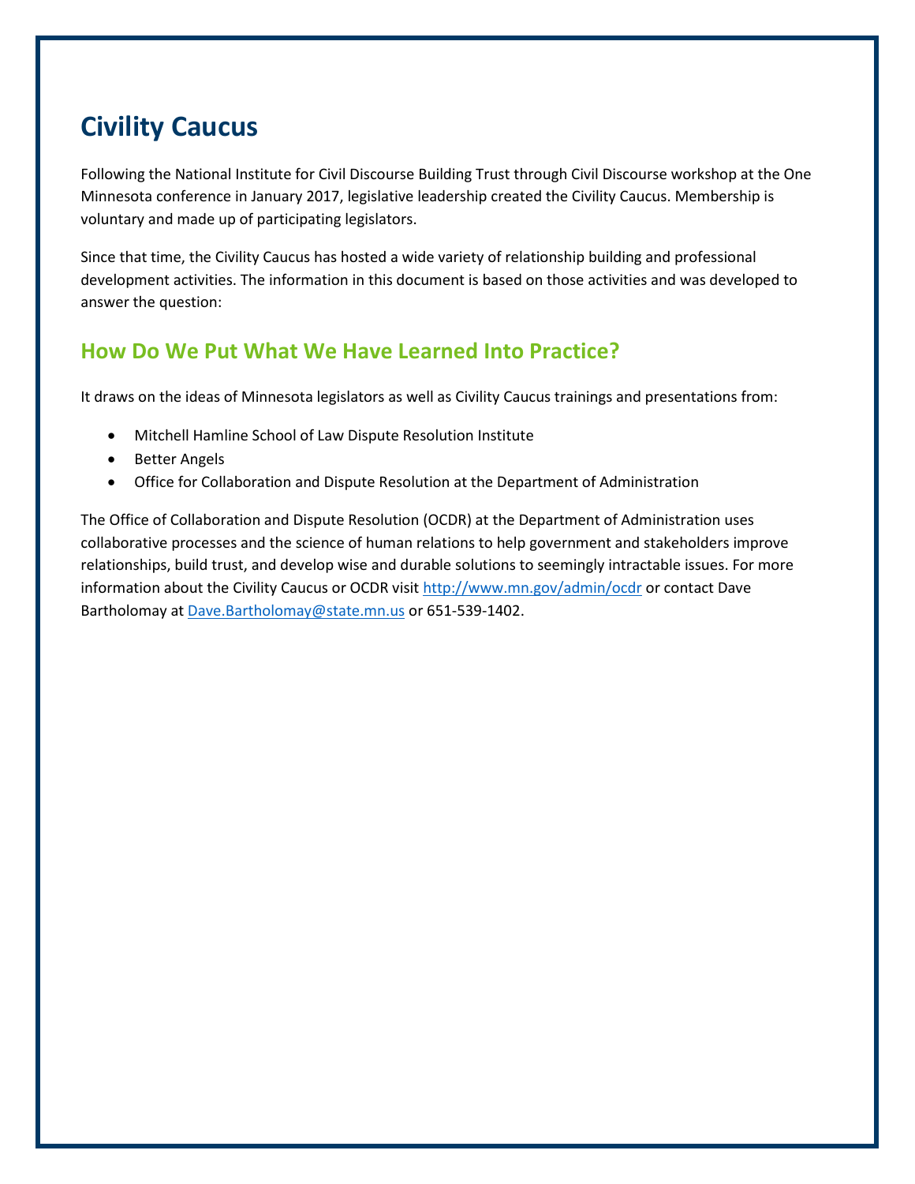# Civility Caucus

Following the National Institute for Civil Discourse Building Trust through Civil Discourse workshop at the One Minnesota conference in January 2017, legislative leadership created the Civility Caucus. Membership is voluntary and made up of participating legislators.

Since that time, the Civility Caucus has hosted a wide variety of relationship building and professional development activities. The information in this document is based on those activities and was developed to answer the question:

## How Do We Put What We Have Learned Into Practice?

It draws on the ideas of Minnesota legislators as well as Civility Caucus trainings and presentations from:

- Mitchell Hamline School of Law Dispute Resolution Institute
- Better Angels
- Office for Collaboration and Dispute Resolution at the Department of Administration

The Office of Collaboration and Dispute Resolution (OCDR) at the Department of Administration uses collaborative processes and the science of human relations to help government and stakeholders improve relationships, build trust, and develop wise and durable solutions to seemingly intractable issues. For more information about the Civility Caucus or OCDR visit [http://www.mn.gov/admin/ocdr](http://www.mn.gov/admin/ocdr) or contact Dave Bartholomay at [Dave.Bartholomay@state.mn.us](mailto:Dave.Bartholomay@state.mn.us) or 651-539-1402.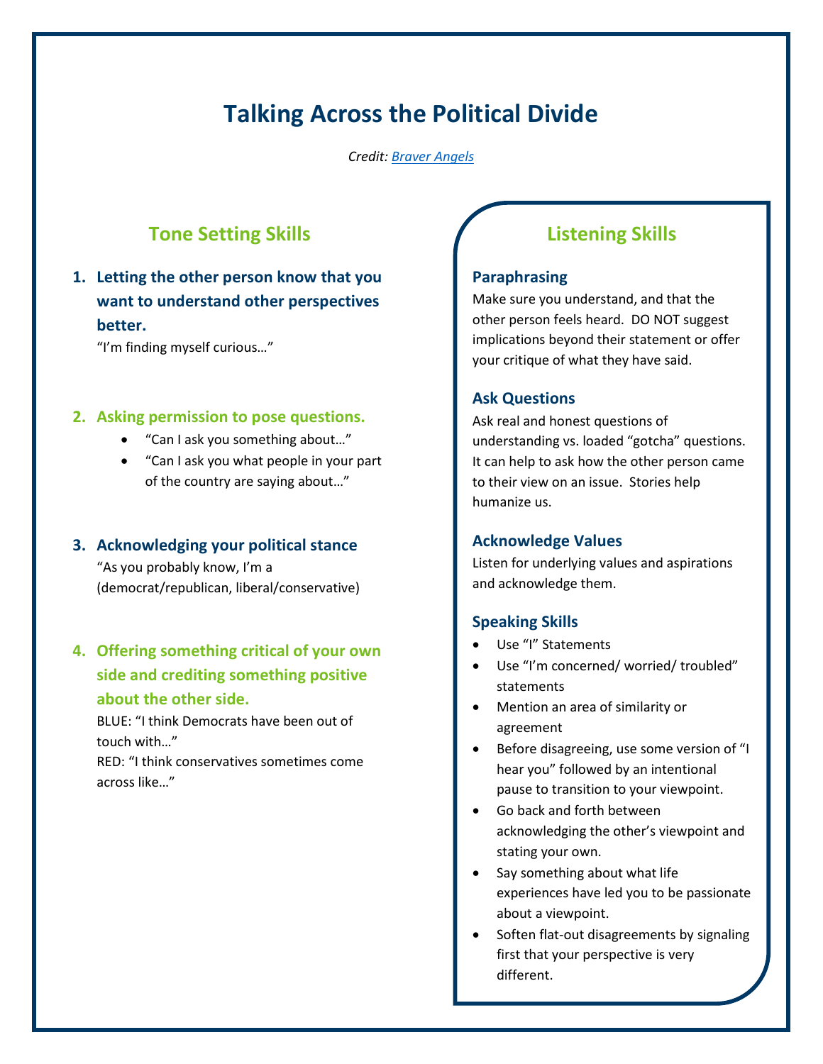# Talking Across the Political Divide

*Credit: [Braver Angels]*

## Tone Setting Skills

1. **Letting the other person know that you want to understand other perspectives better.**
   "I'm finding myself curious…"

2. **Asking permission to pose questions.**
   - "Can I ask you something about…"
   - "Can I ask you what people in your part of the country are saying about…"

3. **Acknowledging your political stance**
   "As you probably know, I'm a (democrat/republican, liberal/conservative)

4. **Offering something critical of your own side and crediting something positive about the other side.**
   BLUE: "I think Democrats have been out of touch with…"
   RED: "I think conservatives sometimes come across like…"

## Listening Skills

### Paraphrasing

Make sure you understand, and that the other person feels heard. DO NOT suggest implications beyond their statement or offer your critique of what they have said.

### Ask Questions

Ask real and honest questions of understanding vs. loaded "gotcha" questions. It can help to ask how the other person came to their view on an issue. Stories help humanize us.

### Acknowledge Values

Listen for underlying values and aspirations and acknowledge them.

### Speaking Skills

- Use "I" Statements
- Use "I'm concerned/ worried/ troubled" statements
- Mention an area of similarity or agreement
- Before disagreeing, use some version of "I hear you" followed by an intentional pause to transition to your viewpoint.
- Go back and forth between acknowledging the other's viewpoint and stating your own.
- Say something about what life experiences have led you to be passionate about a viewpoint.
- Soften flat-out disagreements by signaling first that your perspective is very different.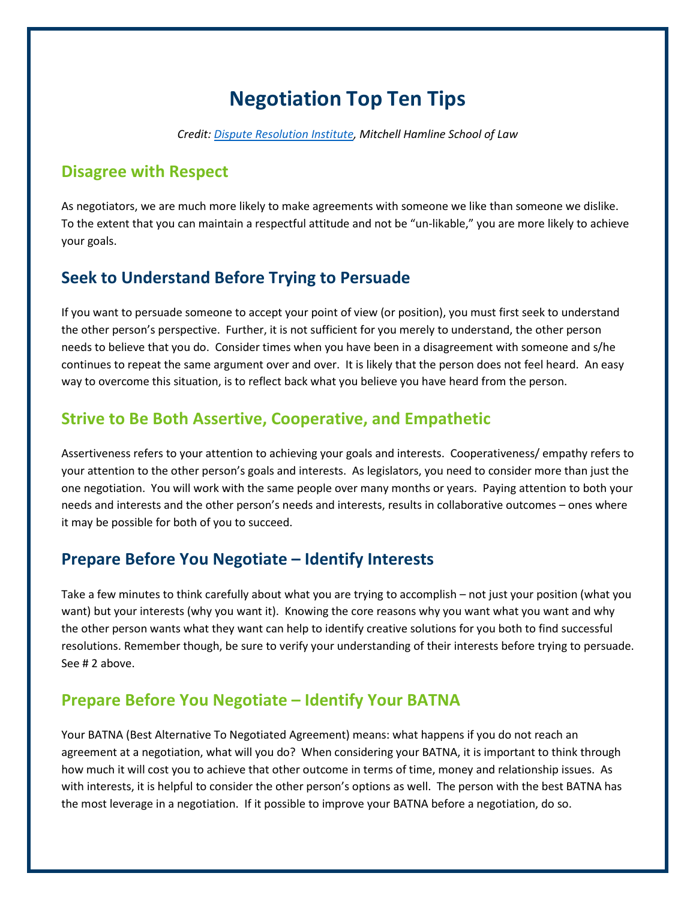# Negotiation Top Ten Tips

*Credit: [Dispute Resolution Institute](), Mitchell Hamline School of Law*

## Disagree with Respect

As negotiators, we are much more likely to make agreements with someone we like than someone we dislike. To the extent that you can maintain a respectful attitude and not be "un-likable," you are more likely to achieve your goals.

## Seek to Understand Before Trying to Persuade

If you want to persuade someone to accept your point of view (or position), you must first seek to understand the other person's perspective. Further, it is not sufficient for you merely to understand, the other person needs to believe that you do. Consider times when you have been in a disagreement with someone and s/he continues to repeat the same argument over and over. It is likely that the person does not feel heard. An easy way to overcome this situation, is to reflect back what you believe you have heard from the person.

## Strive to Be Both Assertive, Cooperative, and Empathetic

Assertiveness refers to your attention to achieving your goals and interests. Cooperativeness/ empathy refers to your attention to the other person's goals and interests. As legislators, you need to consider more than just the one negotiation. You will work with the same people over many months or years. Paying attention to both your needs and interests and the other person's needs and interests, results in collaborative outcomes – ones where it may be possible for both of you to succeed.

## Prepare Before You Negotiate – Identify Interests

Take a few minutes to think carefully about what you are trying to accomplish – not just your position (what you want) but your interests (why you want it). Knowing the core reasons why you want what you want and why the other person wants what they want can help to identify creative solutions for you both to find successful resolutions. Remember though, be sure to verify your understanding of their interests before trying to persuade. See # 2 above.

## Prepare Before You Negotiate – Identify Your BATNA

Your BATNA (Best Alternative To Negotiated Agreement) means: what happens if you do not reach an agreement at a negotiation, what will you do? When considering your BATNA, it is important to think through how much it will cost you to achieve that other outcome in terms of time, money and relationship issues. As with interests, it is helpful to consider the other person's options as well. The person with the best BATNA has the most leverage in a negotiation. If it possible to improve your BATNA before a negotiation, do so.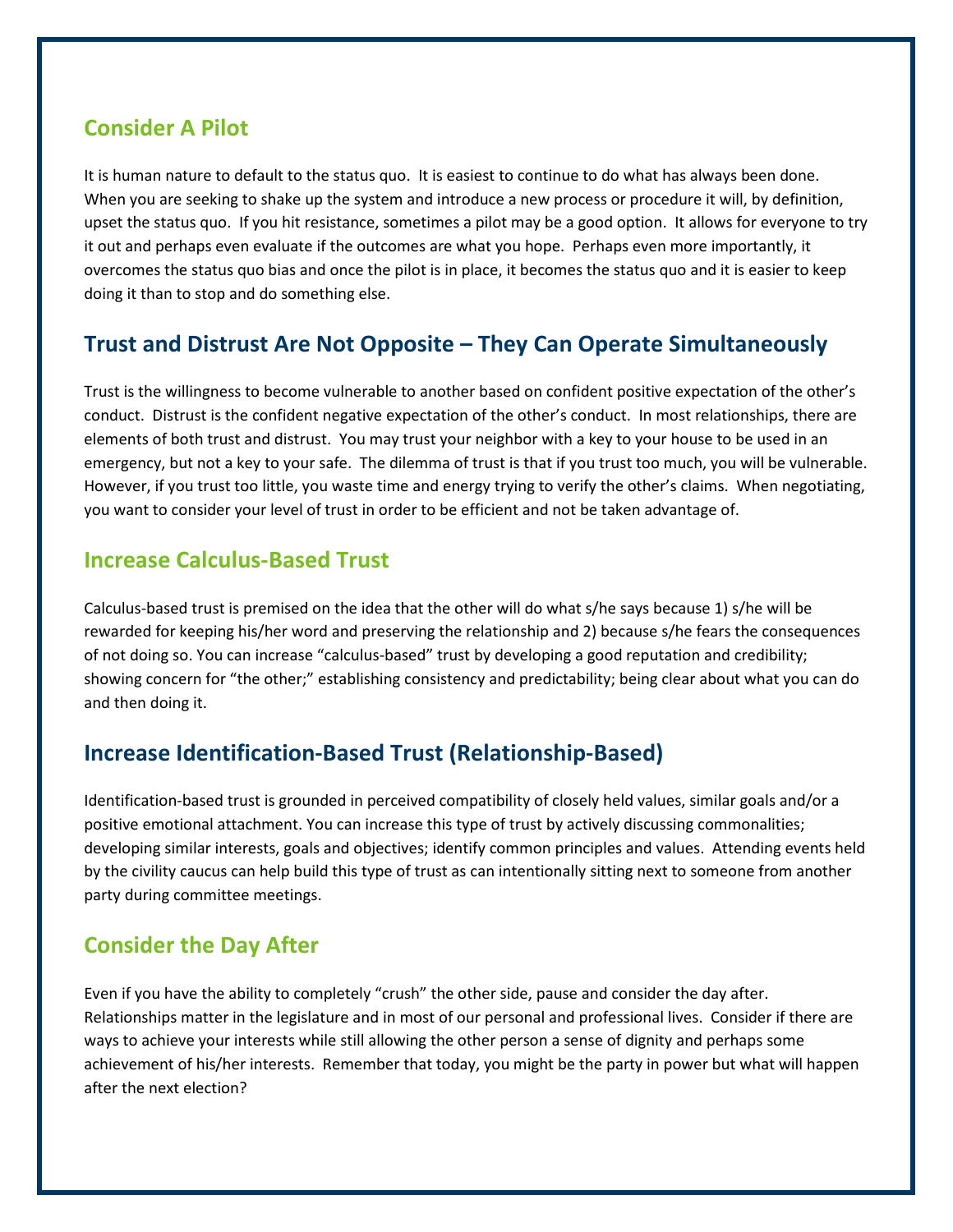## Consider A Pilot

It is human nature to default to the status quo. It is easiest to continue to do what has always been done. When you are seeking to shake up the system and introduce a new process or procedure it will, by definition, upset the status quo. If you hit resistance, sometimes a pilot may be a good option. It allows for everyone to try it out and perhaps even evaluate if the outcomes are what you hope. Perhaps even more importantly, it overcomes the status quo bias and once the pilot is in place, it becomes the status quo and it is easier to keep doing it than to stop and do something else.

## Trust and Distrust Are Not Opposite – They Can Operate Simultaneously

Trust is the willingness to become vulnerable to another based on confident positive expectation of the other's conduct. Distrust is the confident negative expectation of the other's conduct. In most relationships, there are elements of both trust and distrust. You may trust your neighbor with a key to your house to be used in an emergency, but not a key to your safe. The dilemma of trust is that if you trust too much, you will be vulnerable. However, if you trust too little, you waste time and energy trying to verify the other's claims. When negotiating, you want to consider your level of trust in order to be efficient and not be taken advantage of.

## Increase Calculus-Based Trust

Calculus-based trust is premised on the idea that the other will do what s/he says because 1) s/he will be rewarded for keeping his/her word and preserving the relationship and 2) because s/he fears the consequences of not doing so. You can increase "calculus-based" trust by developing a good reputation and credibility; showing concern for "the other;" establishing consistency and predictability; being clear about what you can do and then doing it.

## Increase Identification-Based Trust (Relationship-Based)

Identification-based trust is grounded in perceived compatibility of closely held values, similar goals and/or a positive emotional attachment. You can increase this type of trust by actively discussing commonalities; developing similar interests, goals and objectives; identify common principles and values. Attending events held by the civility caucus can help build this type of trust as can intentionally sitting next to someone from another party during committee meetings.

## Consider the Day After

Even if you have the ability to completely "crush" the other side, pause and consider the day after. Relationships matter in the legislature and in most of our personal and professional lives. Consider if there are ways to achieve your interests while still allowing the other person a sense of dignity and perhaps some achievement of his/her interests. Remember that today, you might be the party in power but what will happen after the next election?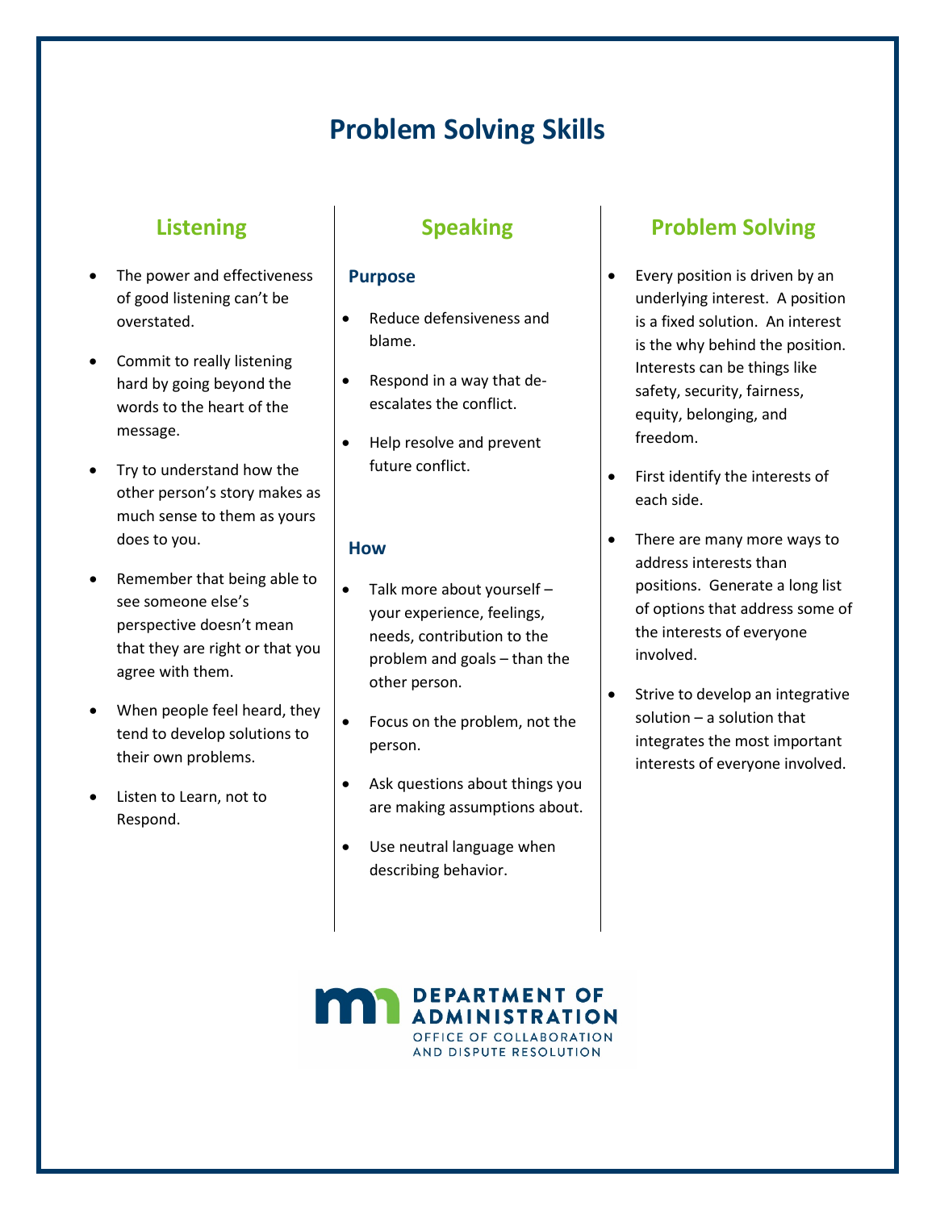# Problem Solving Skills

## Listening

- The power and effectiveness of good listening can't be overstated.
- Commit to really listening hard by going beyond the words to the heart of the message.
- Try to understand how the other person's story makes as much sense to them as yours does to you.
- Remember that being able to see someone else's perspective doesn't mean that they are right or that you agree with them.
- When people feel heard, they tend to develop solutions to their own problems.
- Listen to Learn, not to Respond.

## Speaking

### Purpose

- Reduce defensiveness and blame.
- Respond in a way that de-escalates the conflict.
- Help resolve and prevent future conflict.

### How

- Talk more about yourself – your experience, feelings, needs, contribution to the problem and goals – than the other person.
- Focus on the problem, not the person.
- Ask questions about things you are making assumptions about.
- Use neutral language when describing behavior.

## Problem Solving

- Every position is driven by an underlying interest. A position is a fixed solution. An interest is the why behind the position. Interests can be things like safety, security, fairness, equity, belonging, and freedom.
- First identify the interests of each side.
- There are many more ways to address interests than positions. Generate a long list of options that address some of the interests of everyone involved.
- Strive to develop an integrative solution – a solution that integrates the most important interests of everyone involved.

DEPARTMENT OF ADMINISTRATION
OFFICE OF COLLABORATION AND DISPUTE RESOLUTION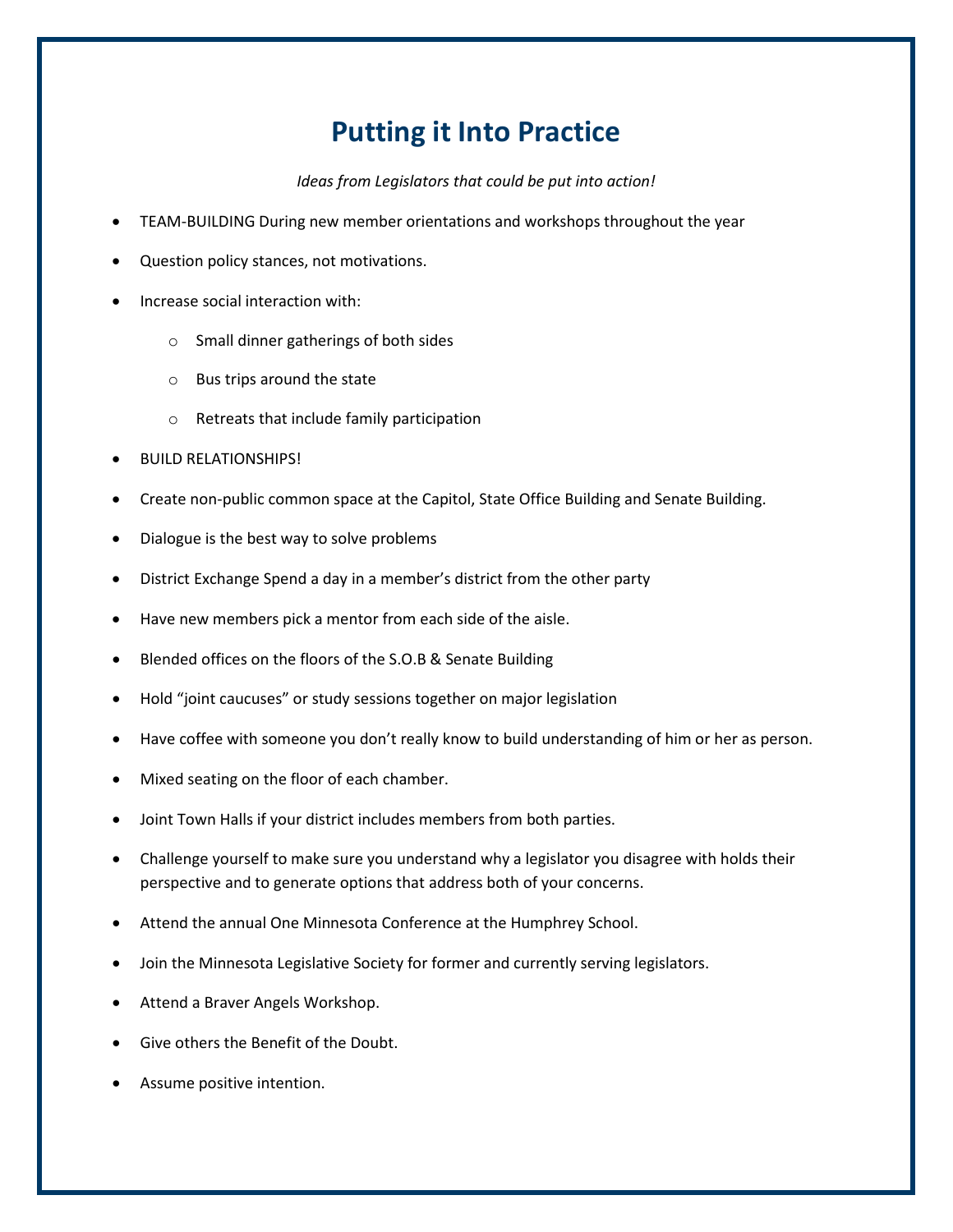# Putting it Into Practice

*Ideas from Legislators that could be put into action!*

- TEAM-BUILDING During new member orientations and workshops throughout the year
- Question policy stances, not motivations.
- Increase social interaction with:
  - Small dinner gatherings of both sides
  - Bus trips around the state
  - Retreats that include family participation
- BUILD RELATIONSHIPS!
- Create non-public common space at the Capitol, State Office Building and Senate Building.
- Dialogue is the best way to solve problems
- District Exchange Spend a day in a member's district from the other party
- Have new members pick a mentor from each side of the aisle.
- Blended offices on the floors of the S.O.B & Senate Building
- Hold "joint caucuses" or study sessions together on major legislation
- Have coffee with someone you don't really know to build understanding of him or her as person.
- Mixed seating on the floor of each chamber.
- Joint Town Halls if your district includes members from both parties.
- Challenge yourself to make sure you understand why a legislator you disagree with holds their perspective and to generate options that address both of your concerns.
- Attend the annual One Minnesota Conference at the Humphrey School.
- Join the Minnesota Legislative Society for former and currently serving legislators.
- Attend a Braver Angels Workshop.
- Give others the Benefit of the Doubt.
- Assume positive intention.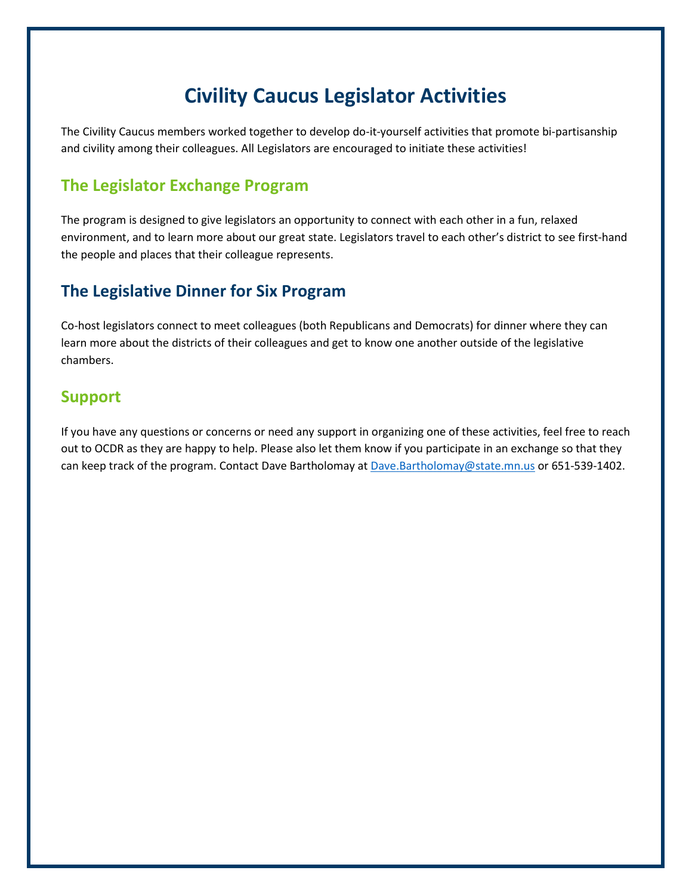# Civility Caucus Legislator Activities

The Civility Caucus members worked together to develop do-it-yourself activities that promote bi-partisanship and civility among their colleagues. All Legislators are encouraged to initiate these activities!

## The Legislator Exchange Program

The program is designed to give legislators an opportunity to connect with each other in a fun, relaxed environment, and to learn more about our great state. Legislators travel to each other's district to see first-hand the people and places that their colleague represents.

## The Legislative Dinner for Six Program

Co-host legislators connect to meet colleagues (both Republicans and Democrats) for dinner where they can learn more about the districts of their colleagues and get to know one another outside of the legislative chambers.

## Support

If you have any questions or concerns or need any support in organizing one of these activities, feel free to reach out to OCDR as they are happy to help. Please also let them know if you participate in an exchange so that they can keep track of the program. Contact Dave Bartholomay at Dave.Bartholomay@state.mn.us or 651-539-1402.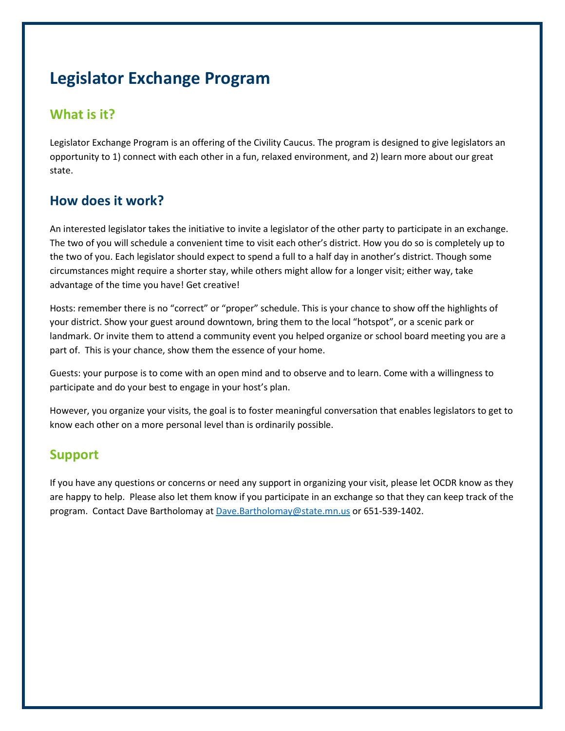# Legislator Exchange Program

## What is it?

Legislator Exchange Program is an offering of the Civility Caucus. The program is designed to give legislators an opportunity to 1) connect with each other in a fun, relaxed environment, and 2) learn more about our great state.

## How does it work?

An interested legislator takes the initiative to invite a legislator of the other party to participate in an exchange. The two of you will schedule a convenient time to visit each other's district. How you do so is completely up to the two of you. Each legislator should expect to spend a full to a half day in another's district. Though some circumstances might require a shorter stay, while others might allow for a longer visit; either way, take advantage of the time you have! Get creative!

Hosts: remember there is no "correct" or "proper" schedule. This is your chance to show off the highlights of your district. Show your guest around downtown, bring them to the local "hotspot", or a scenic park or landmark. Or invite them to attend a community event you helped organize or school board meeting you are a part of. This is your chance, show them the essence of your home.

Guests: your purpose is to come with an open mind and to observe and to learn. Come with a willingness to participate and do your best to engage in your host's plan.

However, you organize your visits, the goal is to foster meaningful conversation that enables legislators to get to know each other on a more personal level than is ordinarily possible.

## Support

If you have any questions or concerns or need any support in organizing your visit, please let OCDR know as they are happy to help. Please also let them know if you participate in an exchange so that they can keep track of the program. Contact Dave Bartholomay at Dave.Bartholomay@state.mn.us or 651-539-1402.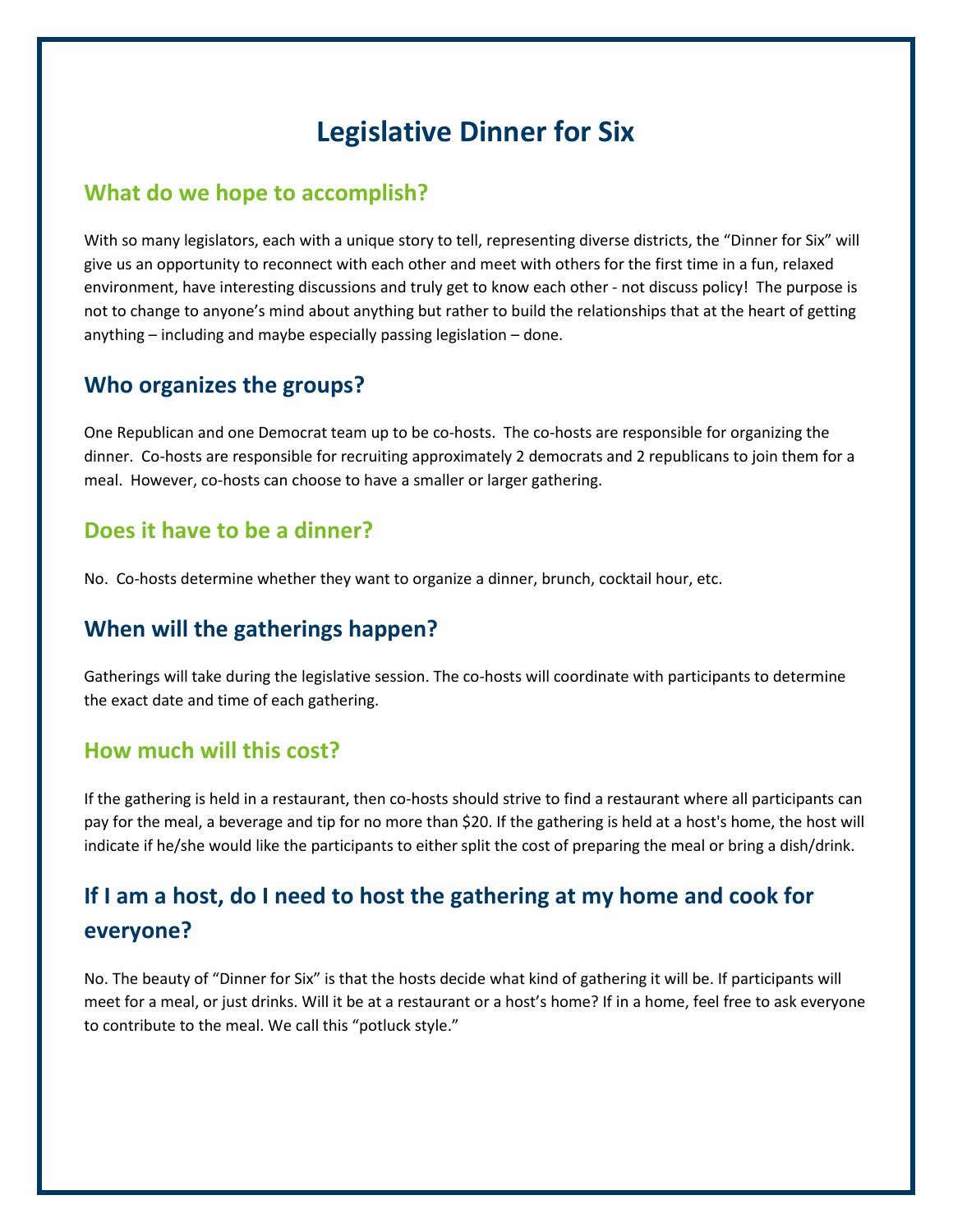# Legislative Dinner for Six

## What do we hope to accomplish?

With so many legislators, each with a unique story to tell, representing diverse districts, the "Dinner for Six" will give us an opportunity to reconnect with each other and meet with others for the first time in a fun, relaxed environment, have interesting discussions and truly get to know each other - not discuss policy! The purpose is not to change to anyone's mind about anything but rather to build the relationships that at the heart of getting anything – including and maybe especially passing legislation – done.

## Who organizes the groups?

One Republican and one Democrat team up to be co-hosts. The co-hosts are responsible for organizing the dinner. Co-hosts are responsible for recruiting approximately 2 democrats and 2 republicans to join them for a meal. However, co-hosts can choose to have a smaller or larger gathering.

## Does it have to be a dinner?

No. Co-hosts determine whether they want to organize a dinner, brunch, cocktail hour, etc.

## When will the gatherings happen?

Gatherings will take during the legislative session. The co-hosts will coordinate with participants to determine the exact date and time of each gathering.

## How much will this cost?

If the gathering is held in a restaurant, then co-hosts should strive to find a restaurant where all participants can pay for the meal, a beverage and tip for no more than $20. If the gathering is held at a host's home, the host will indicate if he/she would like the participants to either split the cost of preparing the meal or bring a dish/drink.

## If I am a host, do I need to host the gathering at my home and cook for everyone?

No. The beauty of "Dinner for Six" is that the hosts decide what kind of gathering it will be. If participants will meet for a meal, or just drinks. Will it be at a restaurant or a host's home? If in a home, feel free to ask everyone to contribute to the meal. We call this "potluck style."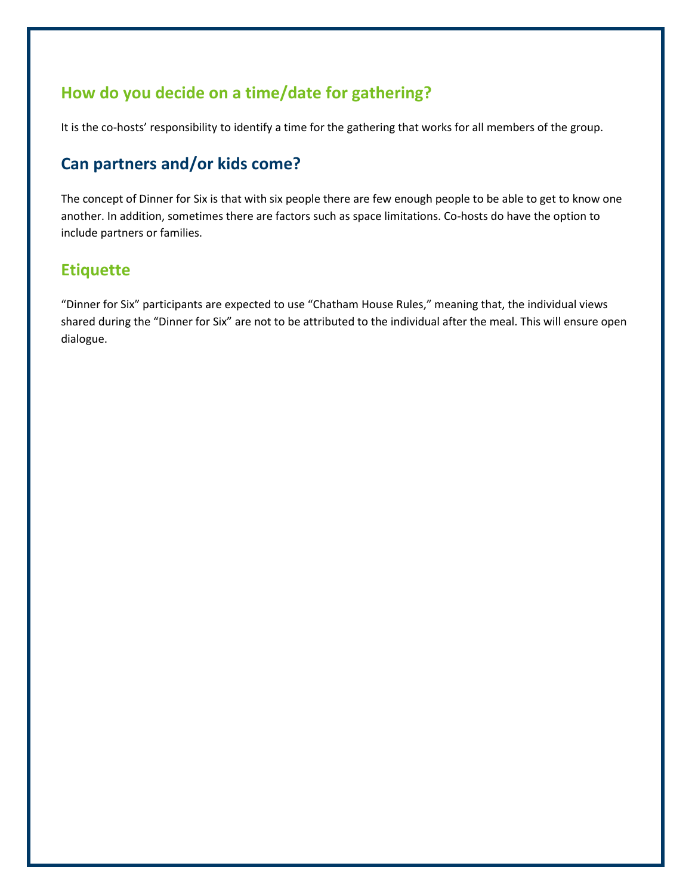## How do you decide on a time/date for gathering?

It is the co-hosts' responsibility to identify a time for the gathering that works for all members of the group.

## Can partners and/or kids come?

The concept of Dinner for Six is that with six people there are few enough people to be able to get to know one another. In addition, sometimes there are factors such as space limitations. Co-hosts do have the option to include partners or families.

## Etiquette

"Dinner for Six" participants are expected to use "Chatham House Rules," meaning that, the individual views shared during the "Dinner for Six" are not to be attributed to the individual after the meal. This will ensure open dialogue.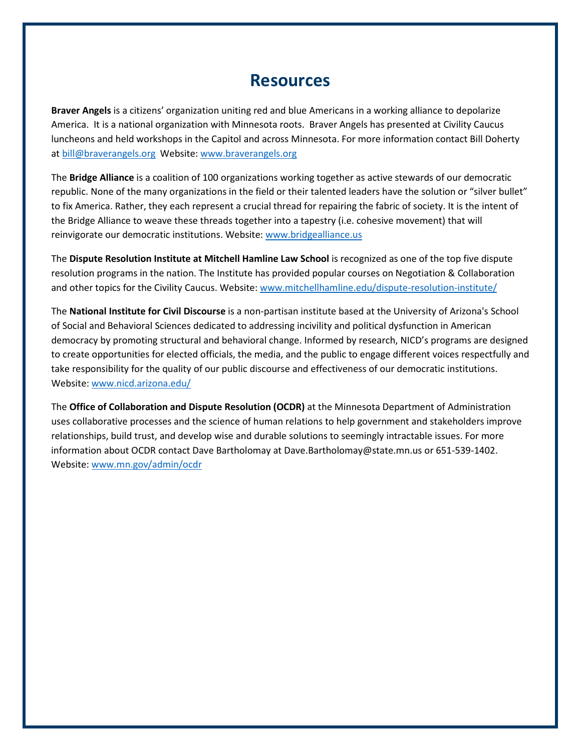# Resources

**Braver Angels** is a citizens' organization uniting red and blue Americans in a working alliance to depolarize America. It is a national organization with Minnesota roots. Braver Angels has presented at Civility Caucus luncheons and held workshops in the Capitol and across Minnesota. For more information contact Bill Doherty at bill@braverangels.org Website: www.braverangels.org

The **Bridge Alliance** is a coalition of 100 organizations working together as active stewards of our democratic republic. None of the many organizations in the field or their talented leaders have the solution or "silver bullet" to fix America. Rather, they each represent a crucial thread for repairing the fabric of society. It is the intent of the Bridge Alliance to weave these threads together into a tapestry (i.e. cohesive movement) that will reinvigorate our democratic institutions. Website: www.bridgealliance.us

The **Dispute Resolution Institute at Mitchell Hamline Law School** is recognized as one of the top five dispute resolution programs in the nation. The Institute has provided popular courses on Negotiation & Collaboration and other topics for the Civility Caucus. Website: www.mitchellhamline.edu/dispute-resolution-institute/

The **National Institute for Civil Discourse** is a non-partisan institute based at the University of Arizona's School of Social and Behavioral Sciences dedicated to addressing incivility and political dysfunction in American democracy by promoting structural and behavioral change. Informed by research, NICD's programs are designed to create opportunities for elected officials, the media, and the public to engage different voices respectfully and take responsibility for the quality of our public discourse and effectiveness of our democratic institutions. Website: www.nicd.arizona.edu/

The **Office of Collaboration and Dispute Resolution (OCDR)** at the Minnesota Department of Administration uses collaborative processes and the science of human relations to help government and stakeholders improve relationships, build trust, and develop wise and durable solutions to seemingly intractable issues. For more information about OCDR contact Dave Bartholomay at Dave.Bartholomay@state.mn.us or 651-539-1402. Website: www.mn.gov/admin/ocdr